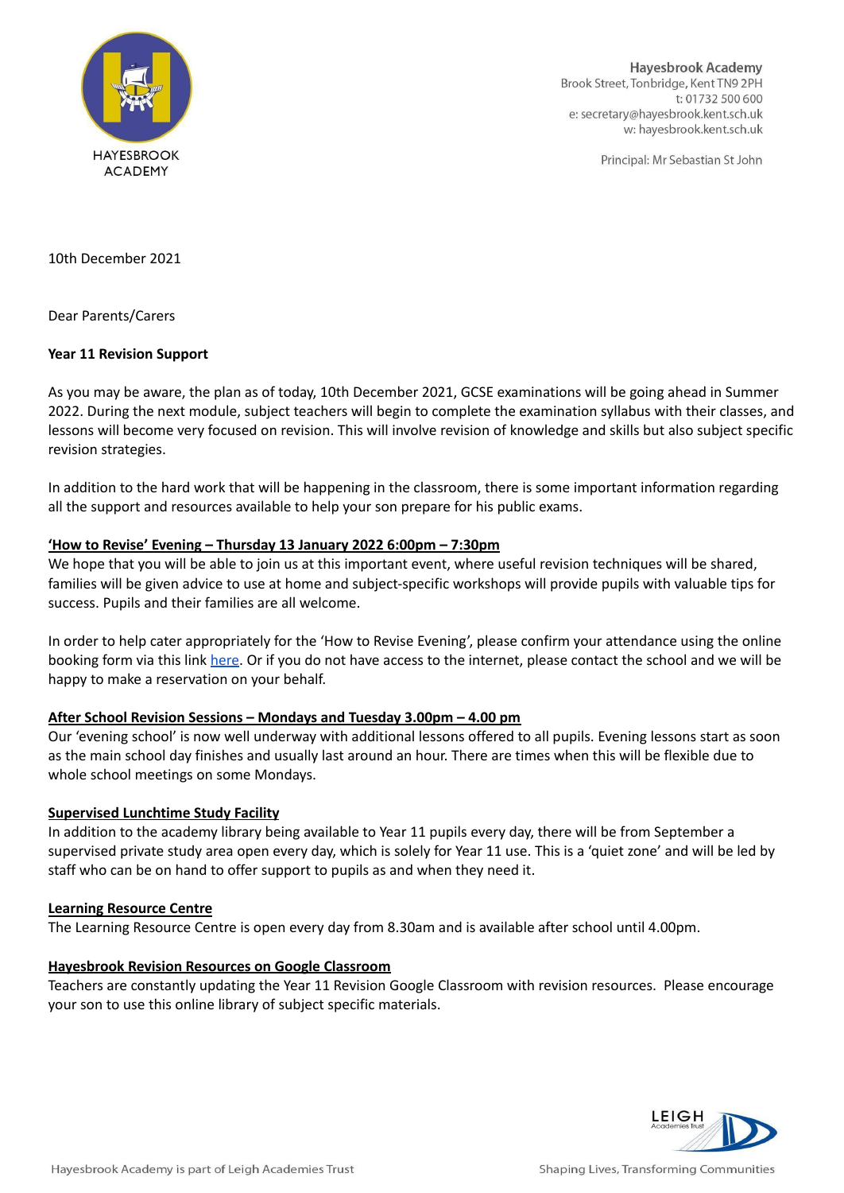HAYESBROOK ACADEMY

**Hayesbrook Academy**
Brook Street, Tonbridge, Kent TN9 2PH
t: 01732 500 600
e: secretary@hayesbrook.kent.sch.uk
w: hayesbrook.kent.sch.uk

Principal: Mr Sebastian St John

10th December 2021

Dear Parents/Carers

**Year 11 Revision Support**

As you may be aware, the plan as of today, 10th December 2021, GCSE examinations will be going ahead in Summer 2022. During the next module, subject teachers will begin to complete the examination syllabus with their classes, and lessons will become very focused on revision. This will involve revision of knowledge and skills but also subject specific revision strategies.

In addition to the hard work that will be happening in the classroom, there is some important information regarding all the support and resources available to help your son prepare for his public exams.

**'How to Revise' Evening – Thursday 13 January 2022 6:00pm – 7:30pm**

We hope that you will be able to join us at this important event, where useful revision techniques will be shared, families will be given advice to use at home and subject-specific workshops will provide pupils with valuable tips for success. Pupils and their families are all welcome.

In order to help cater appropriately for the 'How to Revise Evening', please confirm your attendance using the online booking form via this link here. Or if you do not have access to the internet, please contact the school and we will be happy to make a reservation on your behalf.

**After School Revision Sessions – Mondays and Tuesday 3.00pm – 4.00 pm**

Our 'evening school' is now well underway with additional lessons offered to all pupils. Evening lessons start as soon as the main school day finishes and usually last around an hour. There are times when this will be flexible due to whole school meetings on some Mondays.

**Supervised Lunchtime Study Facility**

In addition to the academy library being available to Year 11 pupils every day, there will be from September a supervised private study area open every day, which is solely for Year 11 use. This is a 'quiet zone' and will be led by staff who can be on hand to offer support to pupils as and when they need it.

**Learning Resource Centre**

The Learning Resource Centre is open every day from 8.30am and is available after school until 4.00pm.

**Hayesbrook Revision Resources on Google Classroom**

Teachers are constantly updating the Year 11 Revision Google Classroom with revision resources. Please encourage your son to use this online library of subject specific materials.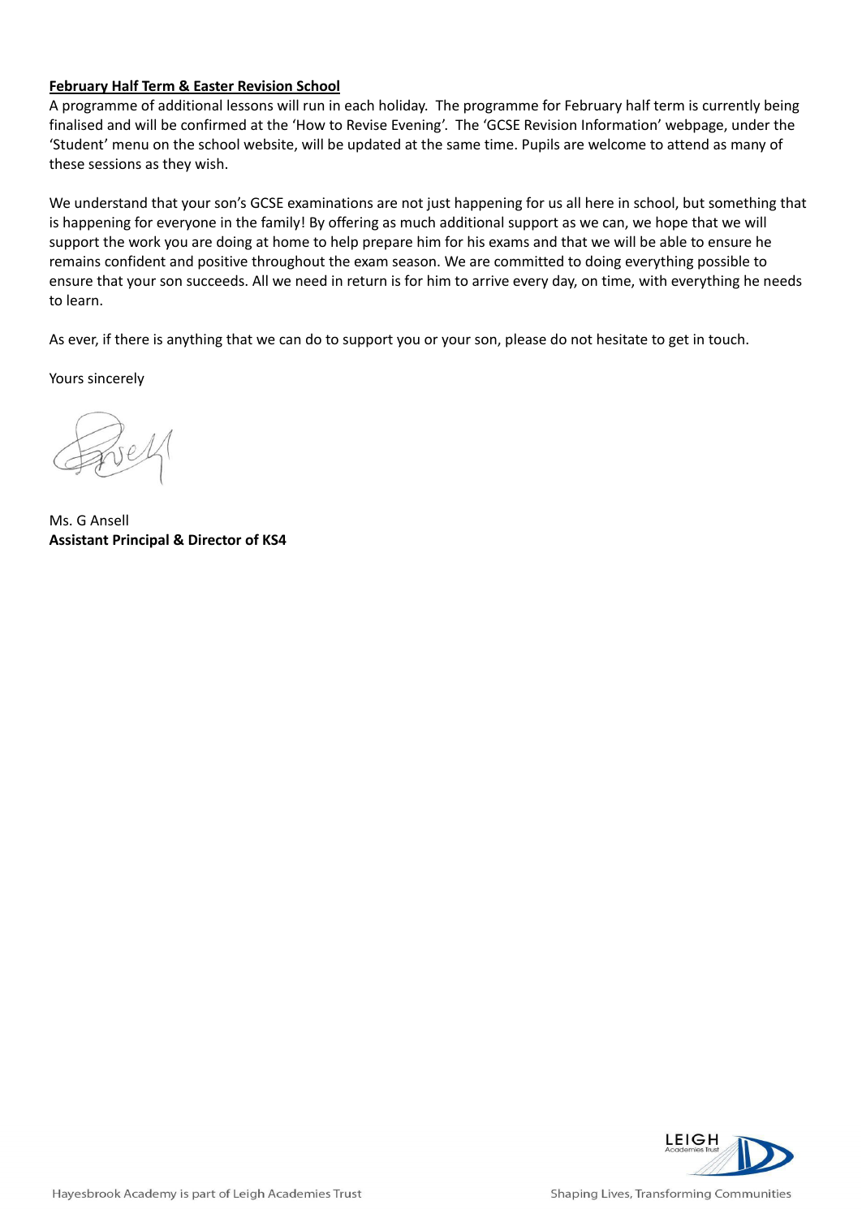**February Half Term & Easter Revision School**

A programme of additional lessons will run in each holiday. The programme for February half term is currently being finalised and will be confirmed at the 'How to Revise Evening'. The 'GCSE Revision Information' webpage, under the 'Student' menu on the school website, will be updated at the same time. Pupils are welcome to attend as many of these sessions as they wish.

We understand that your son's GCSE examinations are not just happening for us all here in school, but something that is happening for everyone in the family! By offering as much additional support as we can, we hope that we will support the work you are doing at home to help prepare him for his exams and that we will be able to ensure he remains confident and positive throughout the exam season. We are committed to doing everything possible to ensure that your son succeeds. All we need in return is for him to arrive every day, on time, with everything he needs to learn.

As ever, if there is anything that we can do to support you or your son, please do not hesitate to get in touch.

Yours sincerely

Ms. G Ansell
**Assistant Principal & Director of KS4**